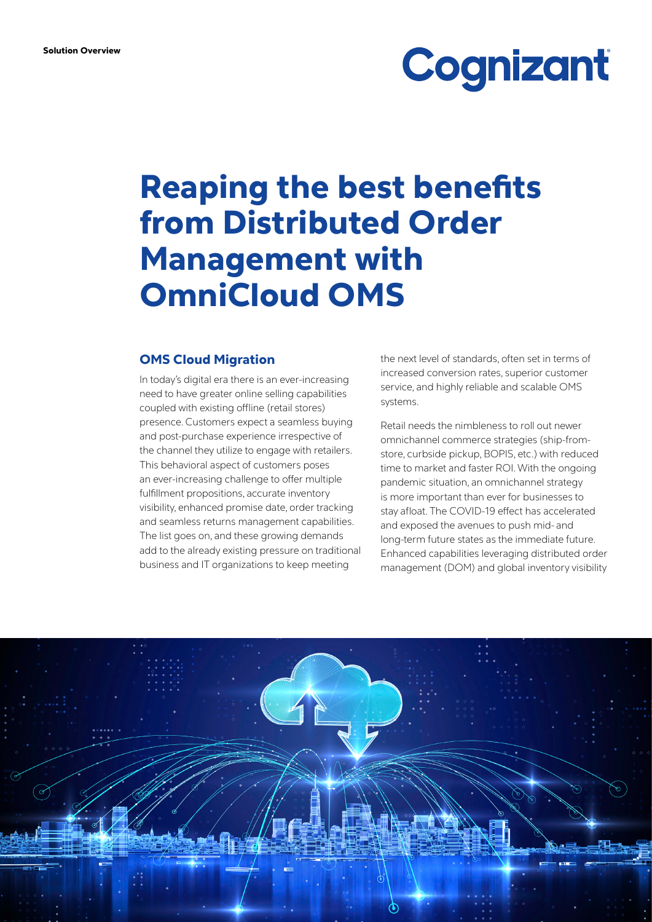Solution Overview

# Reaping the best benefits from Distributed Order Management with OmniCloud OMS

## OMS Cloud Migration

In today's digital era there is an ever-increasing need to have greater online selling capabilities coupled with existing offline (retail stores) presence. Customers expect a seamless buying and post-purchase experience irrespective of the channel they utilize to engage with retailers. This behavioral aspect of customers poses an ever-increasing challenge to offer multiple fulfillment propositions, accurate inventory visibility, enhanced promise date, order tracking and seamless returns management capabilities. The list goes on, and these growing demands add to the already existing pressure on traditional business and IT organizations to keep meeting the next level of standards, often set in terms of increased conversion rates, superior customer service, and highly reliable and scalable OMS systems.

Retail needs the nimbleness to roll out newer omnichannel commerce strategies (ship-from-store, curbside pickup, BOPIS, etc.) with reduced time to market and faster ROI. With the ongoing pandemic situation, an omnichannel strategy is more important than ever for businesses to stay afloat. The COVID-19 effect has accelerated and exposed the avenues to push mid- and long-term future states as the immediate future. Enhanced capabilities leveraging distributed order management (DOM) and global inventory visibility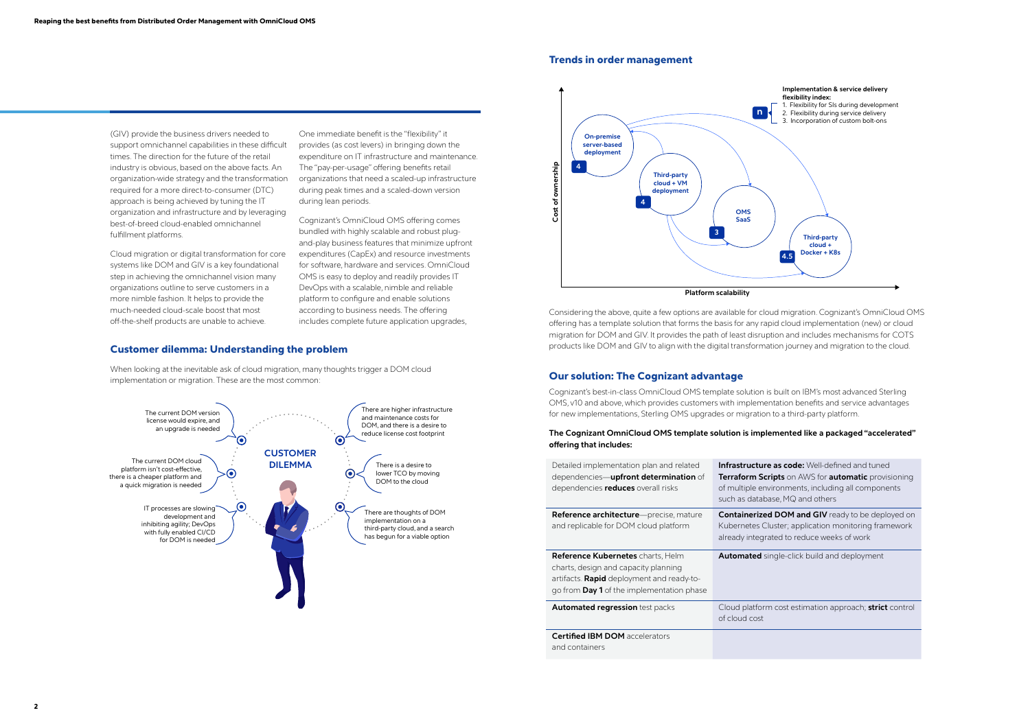(GIV) provide the business drivers needed to support omnichannel capabilities in these difficult times. The direction for the future of the retail industry is obvious, based on the above facts. An organization-wide strategy and the transformation required for a more direct-to-consumer (DTC) approach is being achieved by tuning the IT organization and infrastructure and by leveraging best-of-breed cloud-enabled omnichannel fulfillment platforms.

Cloud migration or digital transformation for core systems like DOM and GIV is a key foundational step in achieving the omnichannel vision many organizations outline to serve customers in a more nimble fashion. It helps to provide the much-needed cloud-scale boost that most off-the-shelf products are unable to achieve.

One immediate benefit is the "flexibility" it provides (as cost levers) in bringing down the expenditure on IT infrastructure and maintenance. The "pay-per-usage" offering benefits retail organizations that need a scaled-up infrastructure during peak times and a scaled-down version during lean periods.

Cognizant's OmniCloud OMS offering comes bundled with highly scalable and robust plug-and-play business features that minimize upfront expenditures (CapEx) and resource investments for software, hardware and services. OmniCloud OMS is easy to deploy and readily provides IT DevOps with a scalable, nimble and reliable platform to configure and enable solutions according to business needs. The offering includes complete future application upgrades,

## Customer dilemma: Understanding the problem

When looking at the inevitable ask of cloud migration, many thoughts trigger a DOM cloud implementation or migration. These are the most common:

**CUSTOMER DILEMMA**

- The current DOM version license would expire, and an upgrade is needed
- The current DOM cloud platform isn't cost-effective, there is a cheaper platform and a quick migration is needed
- IT processes are slowing development and inhibiting agility; DevOps with fully enabled CI/CD for DOM is needed
- There are higher infrastructure and maintenance costs for DOM, and there is a desire to reduce license cost footprint
- There is a desire to lower TCO by moving DOM to the cloud
- There are thoughts of DOM implementation on a third-party cloud, and a search has begun for a viable option

## Trends in order management

Cost of ownership vs. Platform scalability:

- On-premise server-based deployment — 4
- Third-party cloud + VM deployment — 4
- OMS SaaS — 3
- Third-party cloud + Docker + K8s — 4.5

**Implementation & service delivery flexibility index:**

1. Flexibility for SIs during development
2. Flexibility during service delivery
3. Incorporation of custom bolt-ons

Considering the above, quite a few options are available for cloud migration. Cognizant's OmniCloud OMS offering has a template solution that forms the basis for any rapid cloud implementation (new) or cloud migration for DOM and GIV. It provides the path of least disruption and includes mechanisms for COTS products like DOM and GIV to align with the digital transformation journey and migration to the cloud.

## Our solution: The Cognizant advantage

Cognizant's best-in-class OmniCloud OMS template solution is built on IBM's most advanced Sterling OMS, v10 and above, which provides customers with implementation benefits and service advantages for new implementations, Sterling OMS upgrades or migration to a third-party platform.

**The Cognizant OmniCloud OMS template solution is implemented like a packaged "accelerated" offering that includes:**

| | |
|---|---|
| Detailed implementation plan and related dependencies—**upfront determination** of dependencies **reduces** overall risks | **Infrastructure as code:** Well-defined and tuned **Terraform Scripts** on AWS for **automatic** provisioning of multiple environments, including all components such as database, MQ and others |
| **Reference architecture**—precise, mature and replicable for DOM cloud platform | **Containerized DOM and GIV** ready to be deployed on Kubernetes Cluster; application monitoring framework already integrated to reduce weeks of work |
| **Reference Kubernetes** charts, Helm charts, design and capacity planning artifacts. **Rapid** deployment and ready-to-go from **Day 1** of the implementation phase | **Automated** single-click build and deployment |
| **Automated regression** test packs | Cloud platform cost estimation approach; **strict** control of cloud cost |
| **Certified IBM DOM** accelerators and containers | |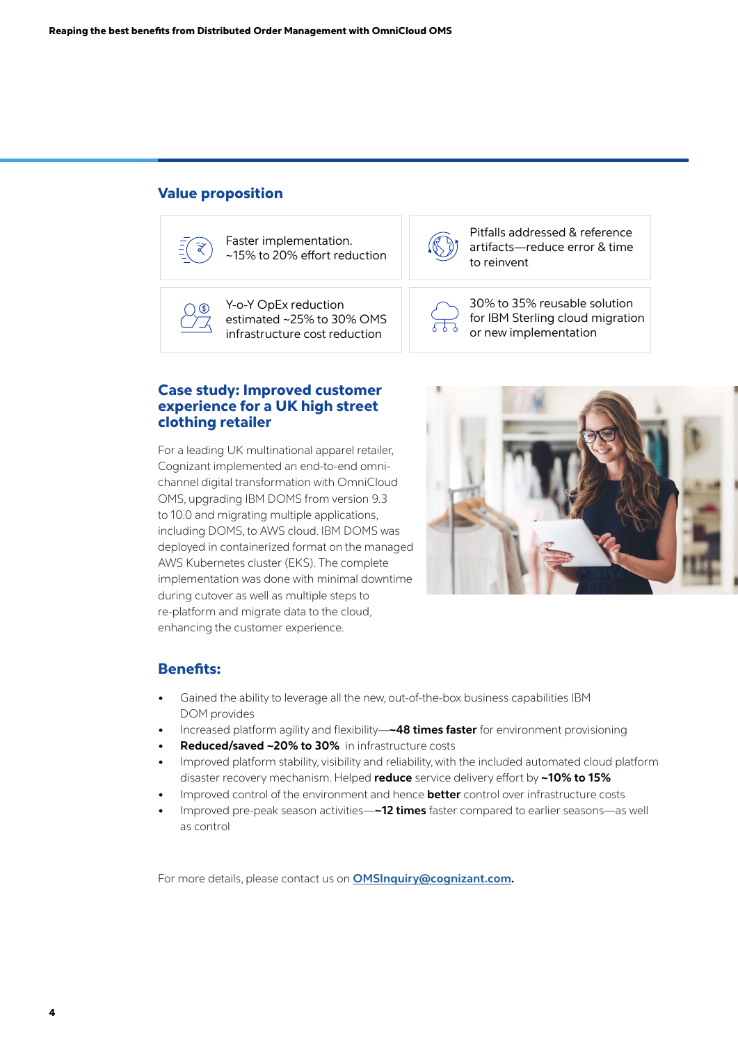## Value proposition

| | |
|---|---|
| Faster implementation. ~15% to 20% effort reduction | Pitfalls addressed & reference artifacts—reduce error & time to reinvent |
| Y-o-Y OpEx reduction estimated ~25% to 30% OMS infrastructure cost reduction | 30% to 35% reusable solution for IBM Sterling cloud migration or new implementation |

## Case study: Improved customer experience for a UK high street clothing retailer

For a leading UK multinational apparel retailer, Cognizant implemented an end-to-end omni-channel digital transformation with OmniCloud OMS, upgrading IBM DOMS from version 9.3 to 10.0 and migrating multiple applications, including DOMS, to AWS cloud. IBM DOMS was deployed in containerized format on the managed AWS Kubernetes cluster (EKS). The complete implementation was done with minimal downtime during cutover as well as multiple steps to re-platform and migrate data to the cloud, enhancing the customer experience.

## Benefits:

- Gained the ability to leverage all the new, out-of-the-box business capabilities IBM DOM provides
- Increased platform agility and flexibility—**~48 times faster** for environment provisioning
- **Reduced/saved ~20% to 30%** in infrastructure costs
- Improved platform stability, visibility and reliability, with the included automated cloud platform disaster recovery mechanism. Helped **reduce** service delivery effort by **~10% to 15%**
- Improved control of the environment and hence **better** control over infrastructure costs
- Improved pre-peak season activities—**~12 times** faster compared to earlier seasons—as well as control

For more details, please contact us on [OMSInquiry@cognizant.com](mailto:OMSInquiry@cognizant.com).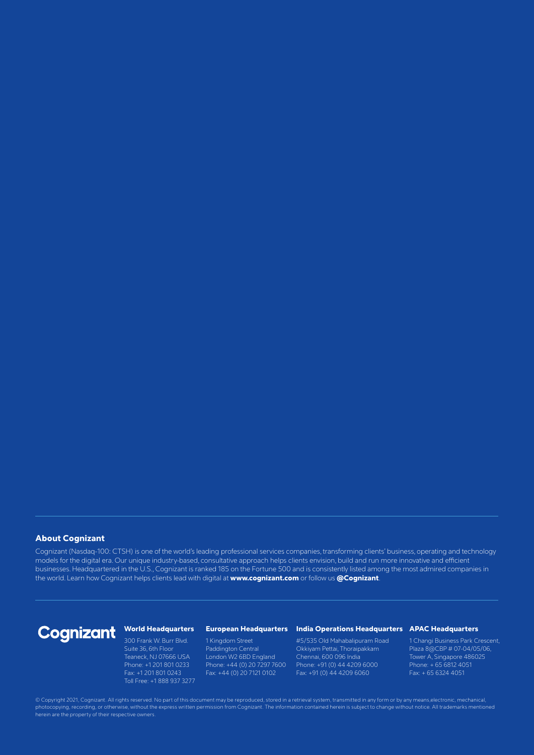## About Cognizant

Cognizant (Nasdaq-100: CTSH) is one of the world's leading professional services companies, transforming clients' business, operating and technology models for the digital era. Our unique industry-based, consultative approach helps clients envision, build and run more innovative and efficient businesses. Headquartered in the U.S., Cognizant is ranked 185 on the Fortune 500 and is consistently listed among the most admired companies in the world. Learn how Cognizant helps clients lead with digital at **www.cognizant.com** or follow us **@Cognizant**.

Cognizant

**World Headquarters**
300 Frank W. Burr Blvd.
Suite 36, 6th Floor
Teaneck, NJ 07666 USA
Phone: +1 201 801 0233
Fax: +1 201 801 0243
Toll Free: +1 888 937 3277

**European Headquarters**
1 Kingdom Street
Paddington Central
London W2 6BD England
Phone: +44 (0) 20 7297 7600
Fax: +44 (0) 20 7121 0102

**India Operations Headquarters**
#5/535 Old Mahabalipuram Road
Okkiyam Pettai, Thoraipakkam
Chennai, 600 096 India
Phone: +91 (0) 44 4209 6000
Fax: +91 (0) 44 4209 6060

**APAC Headquarters**
1 Changi Business Park Crescent,
Plaza 8@CBP # 07-04/05/06,
Tower A, Singapore 486025
Phone: + 65 6812 4051
Fax: + 65 6324 4051

© Copyright 2021, Cognizant. All rights reserved. No part of this document may be reproduced, stored in a retrieval system, transmitted in any form or by any means,electronic, mechanical, photocopying, recording, or otherwise, without the express written permission from Cognizant. The information contained herein is subject to change without notice. All trademarks mentioned herein are the property of their respective owners.